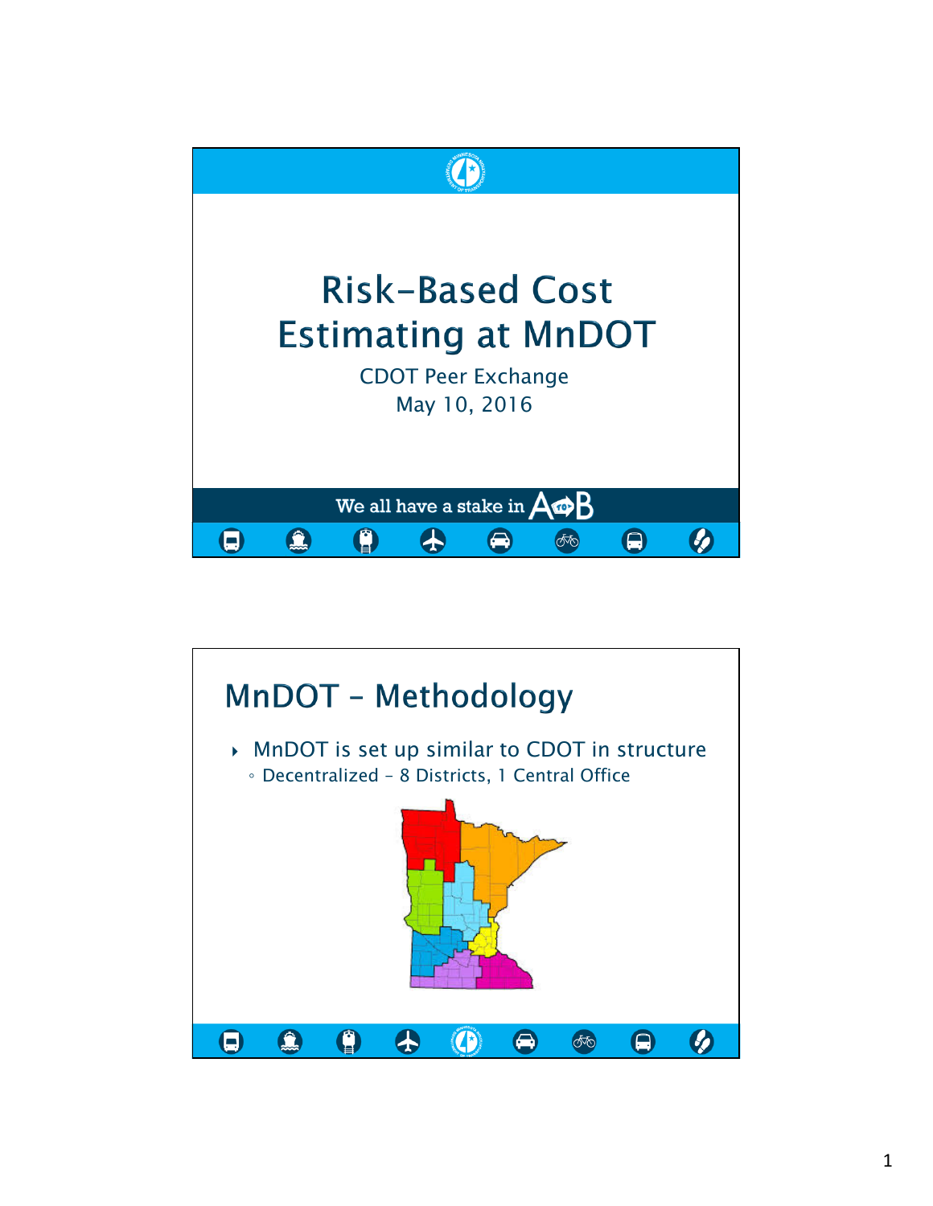# Risk-Based Cost Estimating at MnDOT

CDOT Peer Exchange
May 10, 2016

We all have a stake in A B

## MnDOT – Methodology

- MnDOT is set up similar to CDOT in structure
  - Decentralized – 8 Districts, 1 Central Office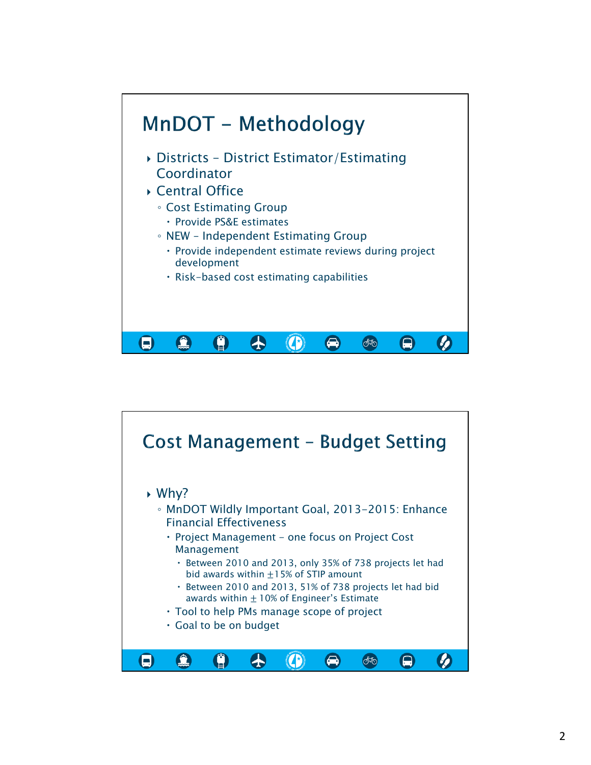## MnDOT – Methodology

- Districts – District Estimator/Estimating Coordinator
- Central Office
  - Cost Estimating Group
    - Provide PS&E estimates
  - NEW – Independent Estimating Group
    - Provide independent estimate reviews during project development
    - Risk-based cost estimating capabilities

## Cost Management – Budget Setting

- Why?
  - MnDOT Wildly Important Goal, 2013-2015: Enhance Financial Effectiveness
    - Project Management – one focus on Project Cost Management
      - Between 2010 and 2013, only 35% of 738 projects let had bid awards within ±15% of STIP amount
      - Between 2010 and 2013, 51% of 738 projects let had bid awards within ± 10% of Engineer's Estimate
    - Tool to help PMs manage scope of project
    - Goal to be on budget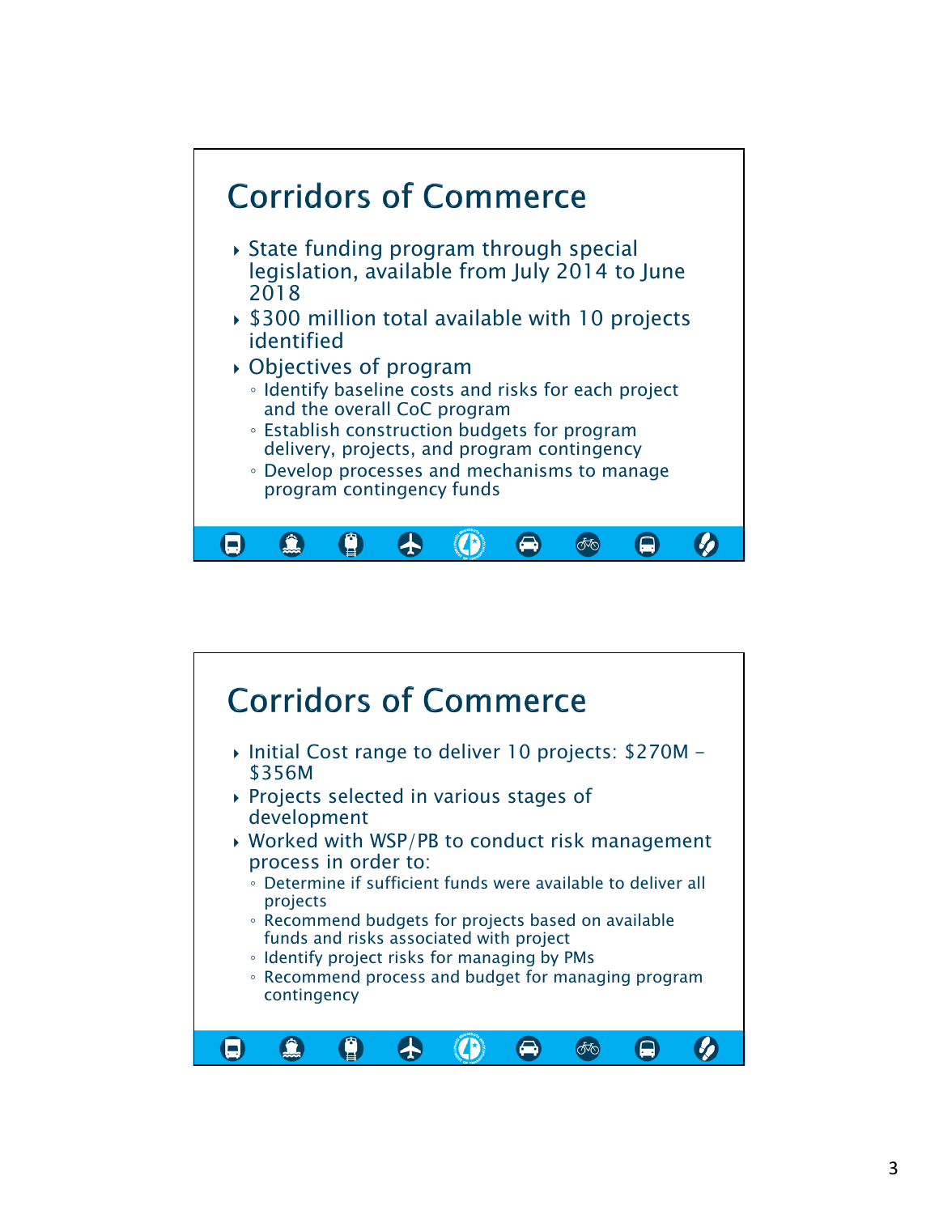## Corridors of Commerce

- State funding program through special legislation, available from July 2014 to June 2018
- $300 million total available with 10 projects identified
- Objectives of program
  - Identify baseline costs and risks for each project and the overall CoC program
  - Establish construction budgets for program delivery, projects, and program contingency
  - Develop processes and mechanisms to manage program contingency funds

## Corridors of Commerce

- Initial Cost range to deliver 10 projects: $270M – $356M
- Projects selected in various stages of development
- Worked with WSP/PB to conduct risk management process in order to:
  - Determine if sufficient funds were available to deliver all projects
  - Recommend budgets for projects based on available funds and risks associated with project
  - Identify project risks for managing by PMs
  - Recommend process and budget for managing program contingency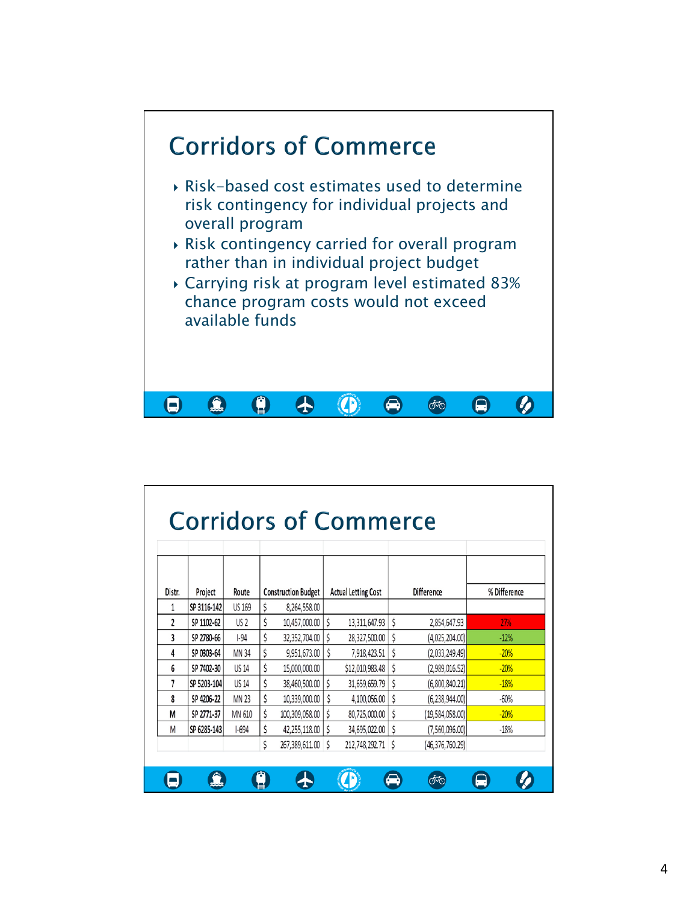# Corridors of Commerce

- Risk-based cost estimates used to determine risk contingency for individual projects and overall program
- Risk contingency carried for overall program rather than in individual project budget
- Carrying risk at program level estimated 83% chance program costs would not exceed available funds

# Corridors of Commerce

| Distr. | Project | Route | Construction Budget | Actual Letting Cost | Difference | % Difference |
|---|---|---|---|---|---|---|
| 1 | SP 3116-142 | US 169 | $ 8,264,558.00 | | | |
| 2 | SP 1102-62 | US 2 | $ 10,457,000.00 | $ 13,311,647.93 | $ 2,854,647.93 | 27% |
| 3 | SP 2780-66 | I-94 | $ 32,352,704.00 | $ 28,327,500.00 | $ (4,025,204.00) | -12% |
| 4 | SP 0803-64 | MN 34 | $ 9,951,673.00 | $ 7,918,423.51 | $ (2,033,249.49) | -20% |
| 6 | SP 7402-30 | US 14 | $ 15,000,000.00 | $12,010,983.48 | $ (2,989,016.52) | -20% |
| 7 | SP 5203-104 | US 14 | $ 38,460,500.00 | $ 31,659,659.79 | $ (6,800,840.21) | -18% |
| 8 | SP 4206-22 | MN 23 | $ 10,339,000.00 | $ 4,100,056.00 | $ (6,238,944.00) | -60% |
| M | SP 2771-37 | MN 610 | $ 100,309,058.00 | $ 80,725,000.00 | $ (19,584,058.00) | -20% |
| M | SP 6285-143 | I-694 | $ 42,255,118.00 | $ 34,695,022.00 | $ (7,560,096.00) | -18% |
| | | | $ 267,389,611.00 | $ 212,748,292.71 | $ (46,376,760.29) | |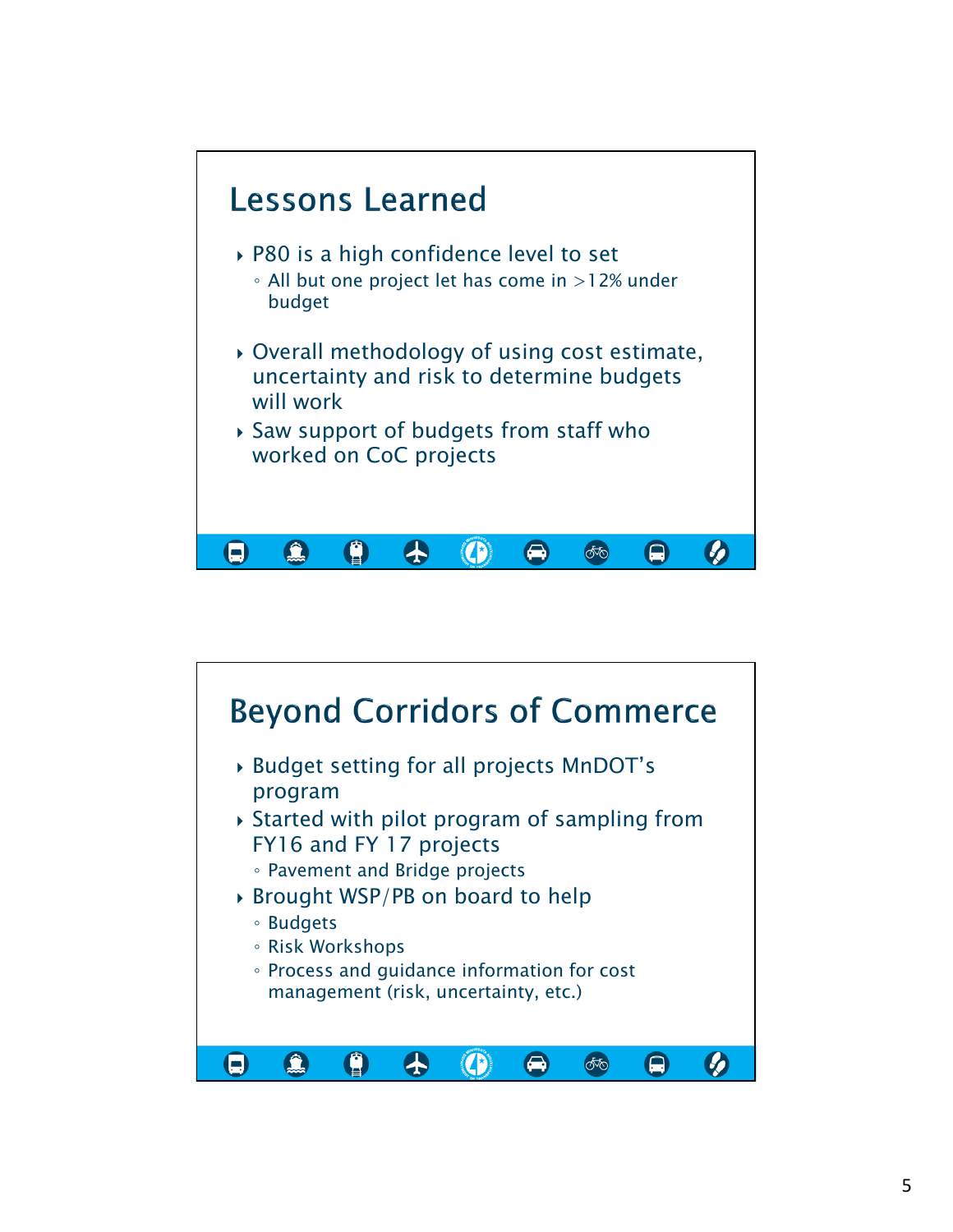## Lessons Learned

- P80 is a high confidence level to set
  - All but one project let has come in >12% under budget
- Overall methodology of using cost estimate, uncertainty and risk to determine budgets will work
- Saw support of budgets from staff who worked on CoC projects

## Beyond Corridors of Commerce

- Budget setting for all projects MnDOT's program
- Started with pilot program of sampling from FY16 and FY 17 projects
  - Pavement and Bridge projects
- Brought WSP/PB on board to help
  - Budgets
  - Risk Workshops
  - Process and guidance information for cost management (risk, uncertainty, etc.)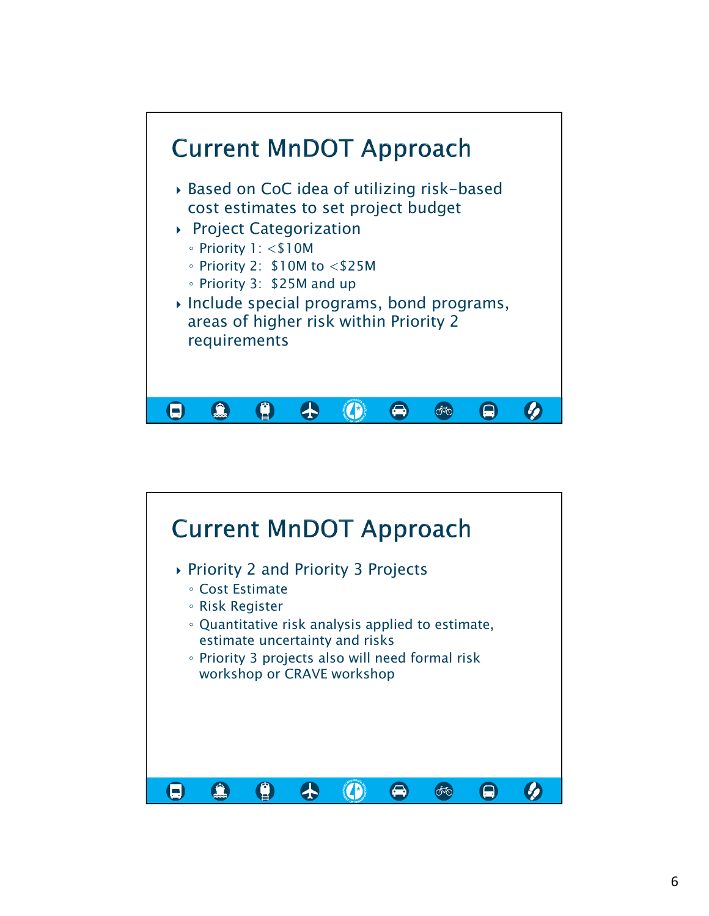## Current MnDOT Approach

- Based on CoC idea of utilizing risk-based cost estimates to set project budget
- Project Categorization
  - Priority 1: <$10M
  - Priority 2: $10M to <$25M
  - Priority 3: $25M and up
- Include special programs, bond programs, areas of higher risk within Priority 2 requirements

## Current MnDOT Approach

- Priority 2 and Priority 3 Projects
  - Cost Estimate
  - Risk Register
  - Quantitative risk analysis applied to estimate, estimate uncertainty and risks
  - Priority 3 projects also will need formal risk workshop or CRAVE workshop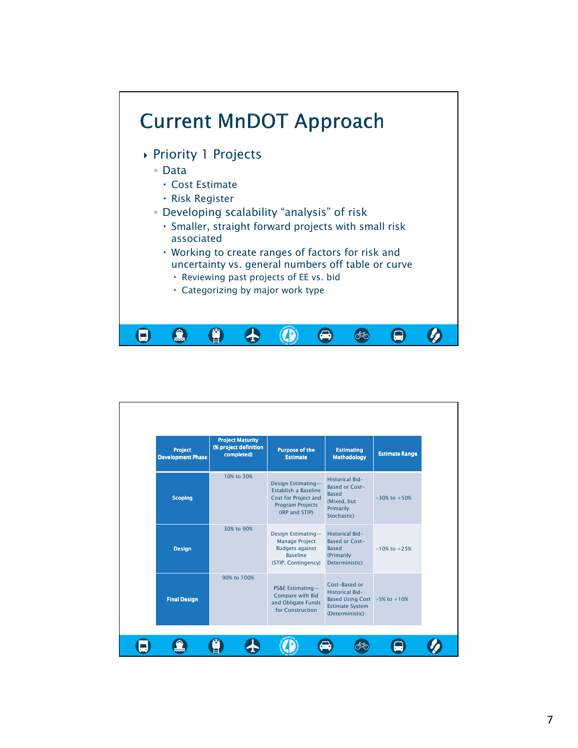# Current MnDOT Approach

- Priority 1 Projects
  - Data
    - Cost Estimate
    - Risk Register
  - Developing scalability "analysis" of risk
    - Smaller, straight forward projects with small risk associated
    - Working to create ranges of factors for risk and uncertainty vs. general numbers off table or curve
      - Reviewing past projects of EE vs. bid
      - Categorizing by major work type

| Project Development Phase | Project Maturity (% project definition completed) | Purpose of the Estimate | Estimating Methodology | Estimate Range |
|---|---|---|---|---|
| Scoping | 10% to 30% | Design Estimating—Establish a Baseline Cost for Project and Program Projects (IRP and STIP) | Historical Bid-Based or Cost-Based (Mixed, but Primarily Stochastic) | -30% to +50% |
| Design | 30% to 90% | Design Estimating—Manage Project Budgets against Baseline (STIP, Contingency) | Historical Bid-Based or Cost-Based (Primarily Deterministic) | -10% to +25% |
| Final Design | 90% to 100% | PS&E Estimating—Compare with Bid and Obligate Funds for Construction | Cost-Based or Historical Bid-Based Using Cost Estimate System (Deterministic) | -5% to +10% |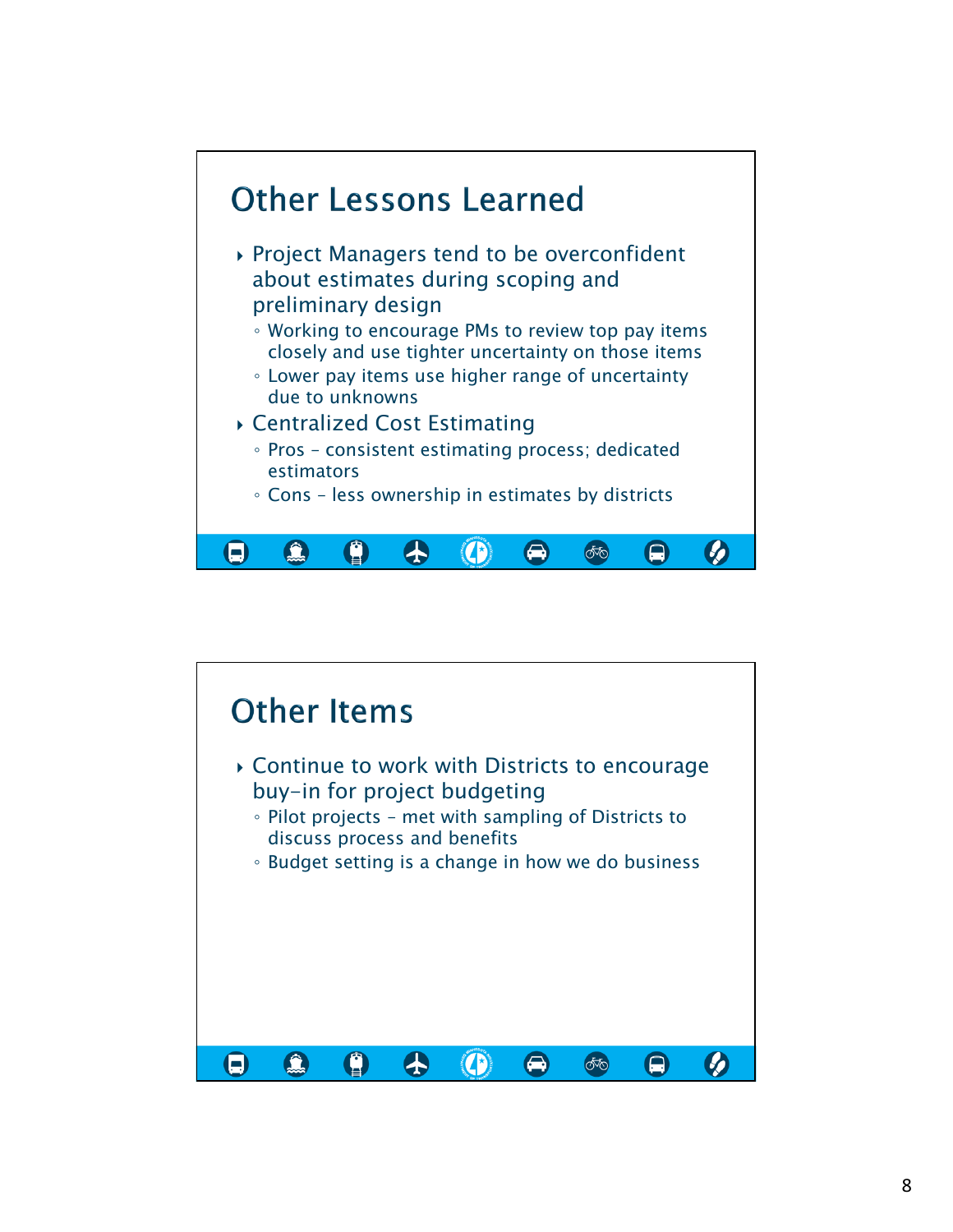## Other Lessons Learned

- Project Managers tend to be overconfident about estimates during scoping and preliminary design
  - Working to encourage PMs to review top pay items closely and use tighter uncertainty on those items
  - Lower pay items use higher range of uncertainty due to unknowns
- Centralized Cost Estimating
  - Pros – consistent estimating process; dedicated estimators
  - Cons – less ownership in estimates by districts

## Other Items

- Continue to work with Districts to encourage buy-in for project budgeting
  - Pilot projects – met with sampling of Districts to discuss process and benefits
  - Budget setting is a change in how we do business